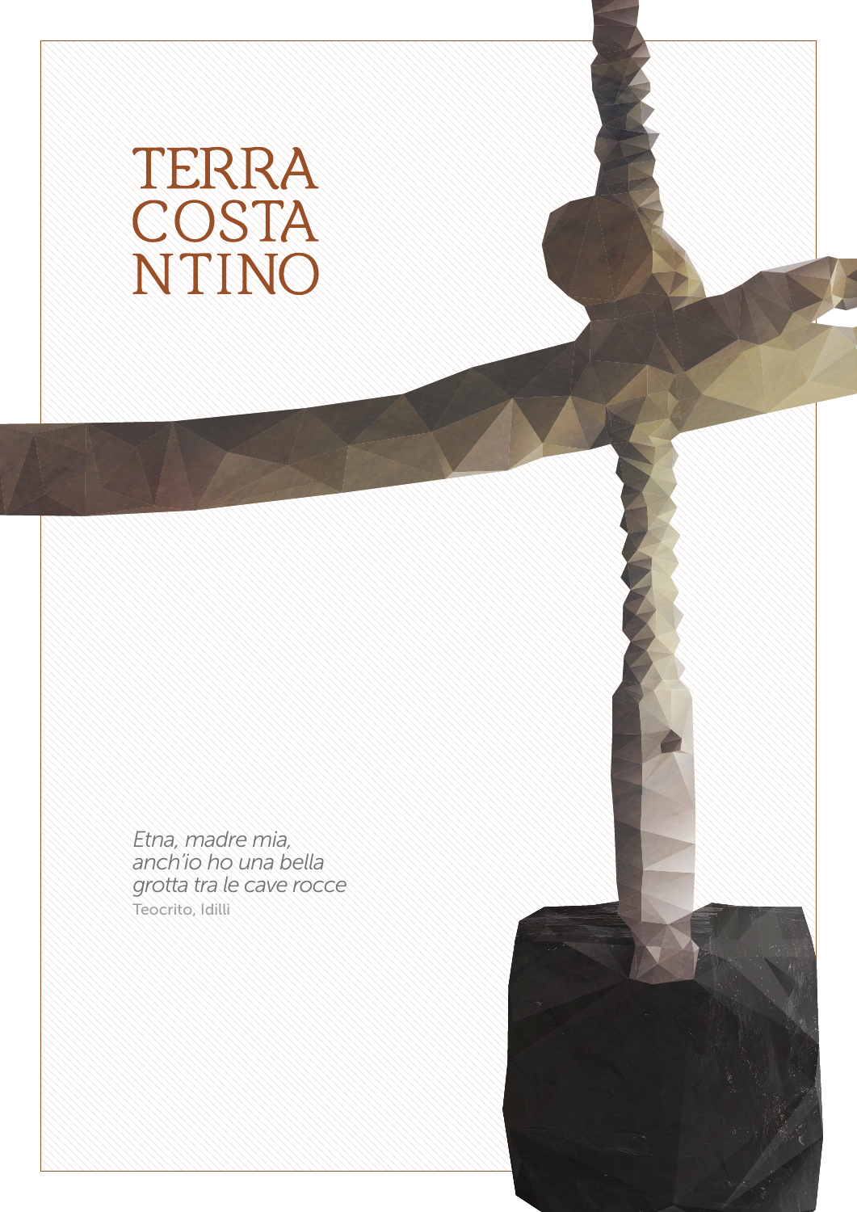# TERRA COSTANTINO

*Etna, madre mia,*
*anch'io ho una bella*
*grotta tra le cave rocce*

Teocrito, Idilli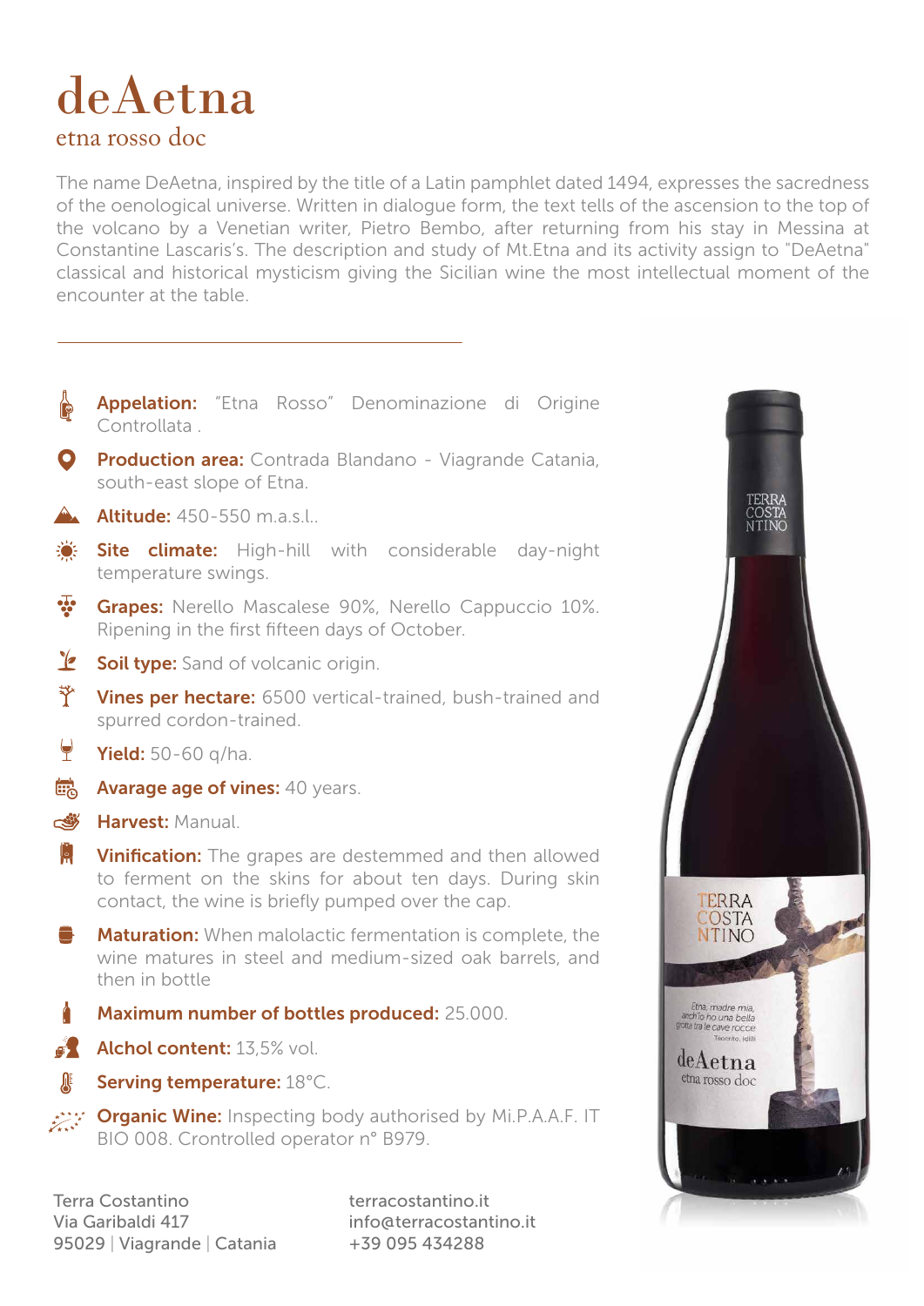# deAetna

## etna rosso doc

The name DeAetna, inspired by the title of a Latin pamphlet dated 1494, expresses the sacredness of the oenological universe. Written in dialogue form, the text tells of the ascension to the top of the volcano by a Venetian writer, Pietro Bembo, after returning from his stay in Messina at Constantine Lascaris's. The description and study of Mt.Etna and its activity assign to "DeAetna" classical and historical mysticism giving the Sicilian wine the most intellectual moment of the encounter at the table.

---

- **Appelation:** "Etna Rosso" Denominazione di Origine Controllata .
- **Production area:** Contrada Blandano - Viagrande Catania, south-east slope of Etna.
- **Altitude:** 450-550 m.a.s.l..
- **Site climate:** High-hill with considerable day-night temperature swings.
- **Grapes:** Nerello Mascalese 90%, Nerello Cappuccio 10%. Ripening in the first fifteen days of October.
- **Soil type:** Sand of volcanic origin.
- **Vines per hectare:** 6500 vertical-trained, bush-trained and spurred cordon-trained.
- **Yield:** 50-60 q/ha.
- **Avarage age of vines:** 40 years.
- **Harvest:** Manual.
- **Vinification:** The grapes are destemmed and then allowed to ferment on the skins for about ten days. During skin contact, the wine is briefly pumped over the cap.
- **Maturation:** When malolactic fermentation is complete, the wine matures in steel and medium-sized oak barrels, and then in bottle
- **Maximum number of bottles produced:** 25.000.
- **Alchol content:** 13,5% vol.
- **Serving temperature:** 18°C.
- **Organic Wine:** Inspecting body authorised by Mi.P.A.A.F. IT BIO 008. Crontrolled operator n° B979.

Terra Costantino
Via Garibaldi 417
95029 | Viagrande | Catania

terracostantino.it
info@terracostantino.it
+39 095 434288